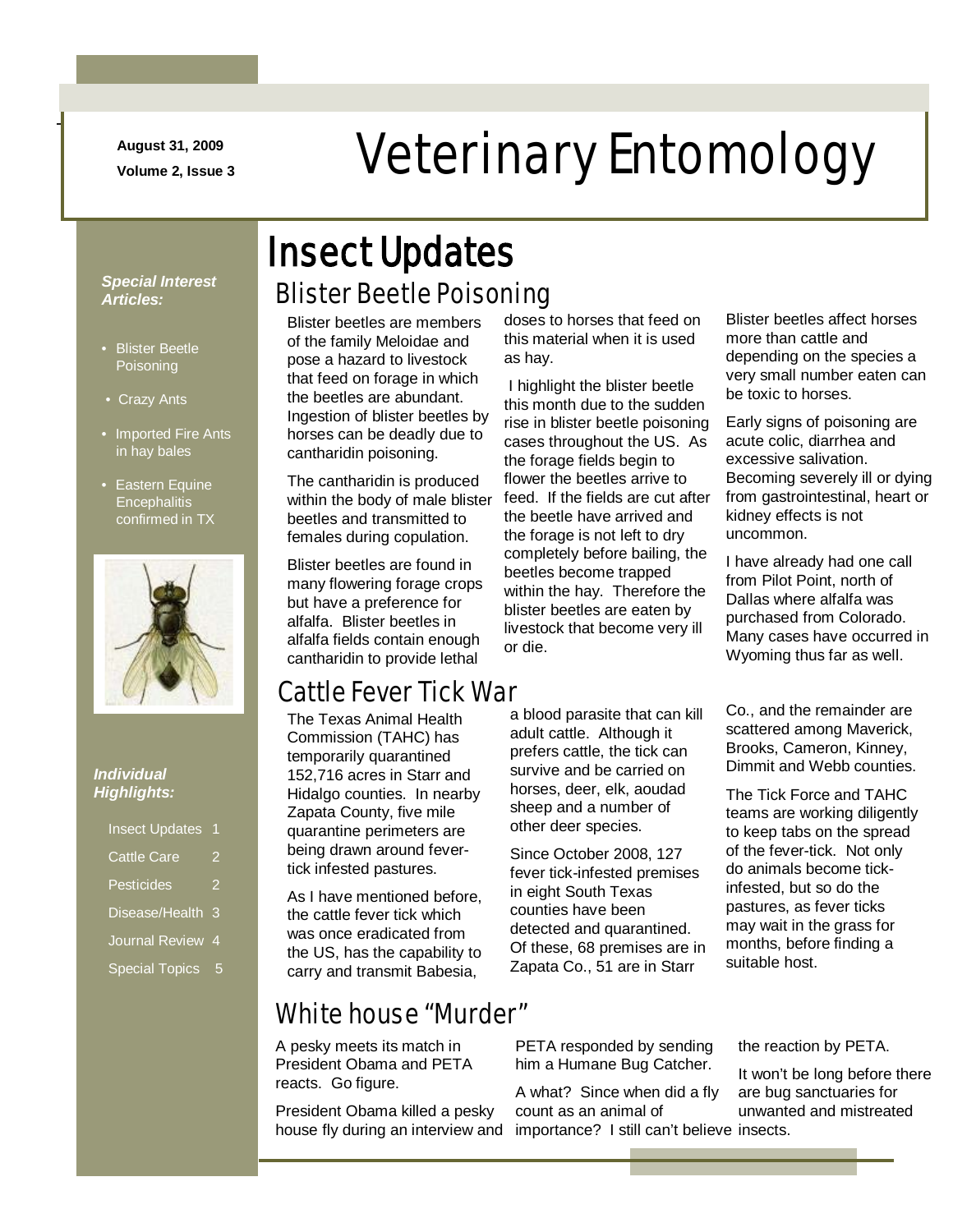# Veterinary Entomology

August 31, 2009
Volume 2, Issue 3

***Special Interest Articles:***

- Blister Beetle Poisoning
- Crazy Ants
- Imported Fire Ants in hay bales
- Eastern Equine Encephalitis confirmed in TX

***Individual Highlights:***

| | |
|---|---|
| Insect Updates | 1 |
| Cattle Care | 2 |
| Pesticides | 2 |
| Disease/Health | 3 |
| Journal Review | 4 |
| Special Topics | 5 |

# Insect Updates

## Blister Beetle Poisoning

Blister beetles are members of the family Meloidae and pose a hazard to livestock that feed on forage in which the beetles are abundant. Ingestion of blister beetles by horses can be deadly due to cantharidin poisoning.

The cantharidin is produced within the body of male blister beetles and transmitted to females during copulation.

Blister beetles are found in many flowering forage crops but have a preference for alfalfa. Blister beetles in alfalfa fields contain enough cantharidin to provide lethal doses to horses that feed on this material when it is used as hay.

I highlight the blister beetle this month due to the sudden rise in blister beetle poisoning cases throughout the US. As the forage fields begin to flower the beetles arrive to feed. If the fields are cut after the beetle have arrived and the forage is not left to dry completely before bailing, the beetles become trapped within the hay. Therefore the blister beetles are eaten by livestock that become very ill or die.

Blister beetles affect horses more than cattle and depending on the species a very small number eaten can be toxic to horses.

Early signs of poisoning are acute colic, diarrhea and excessive salivation. Becoming severely ill or dying from gastrointestinal, heart or kidney effects is not uncommon.

I have already had one call from Pilot Point, north of Dallas where alfalfa was purchased from Colorado. Many cases have occurred in Wyoming thus far as well.

## Cattle Fever Tick War

The Texas Animal Health Commission (TAHC) has temporarily quarantined 152,716 acres in Starr and Hidalgo counties. In nearby Zapata County, five mile quarantine perimeters are being drawn around fever-tick infested pastures.

As I have mentioned before, the cattle fever tick which was once eradicated from the US, has the capability to carry and transmit Babesia, a blood parasite that can kill adult cattle. Although it prefers cattle, the tick can survive and be carried on horses, deer, elk, aoudad sheep and a number of other deer species.

Since October 2008, 127 fever tick-infested premises in eight South Texas counties have been detected and quarantined. Of these, 68 premises are in Zapata Co., 51 are in Starr Co., and the remainder are scattered among Maverick, Brooks, Cameron, Kinney, Dimmit and Webb counties.

The Tick Force and TAHC teams are working diligently to keep tabs on the spread of the fever-tick. Not only do animals become tick-infested, but so do the pastures, as fever ticks may wait in the grass for months, before finding a suitable host.

## White house "Murder"

A pesky meets its match in President Obama and PETA reacts. Go figure.

President Obama killed a pesky house fly during an interview and PETA responded by sending him a Humane Bug Catcher.

A what? Since when did a fly count as an animal of importance? I still can't believe the reaction by PETA.

It won't be long before there are bug sanctuaries for unwanted and mistreated insects.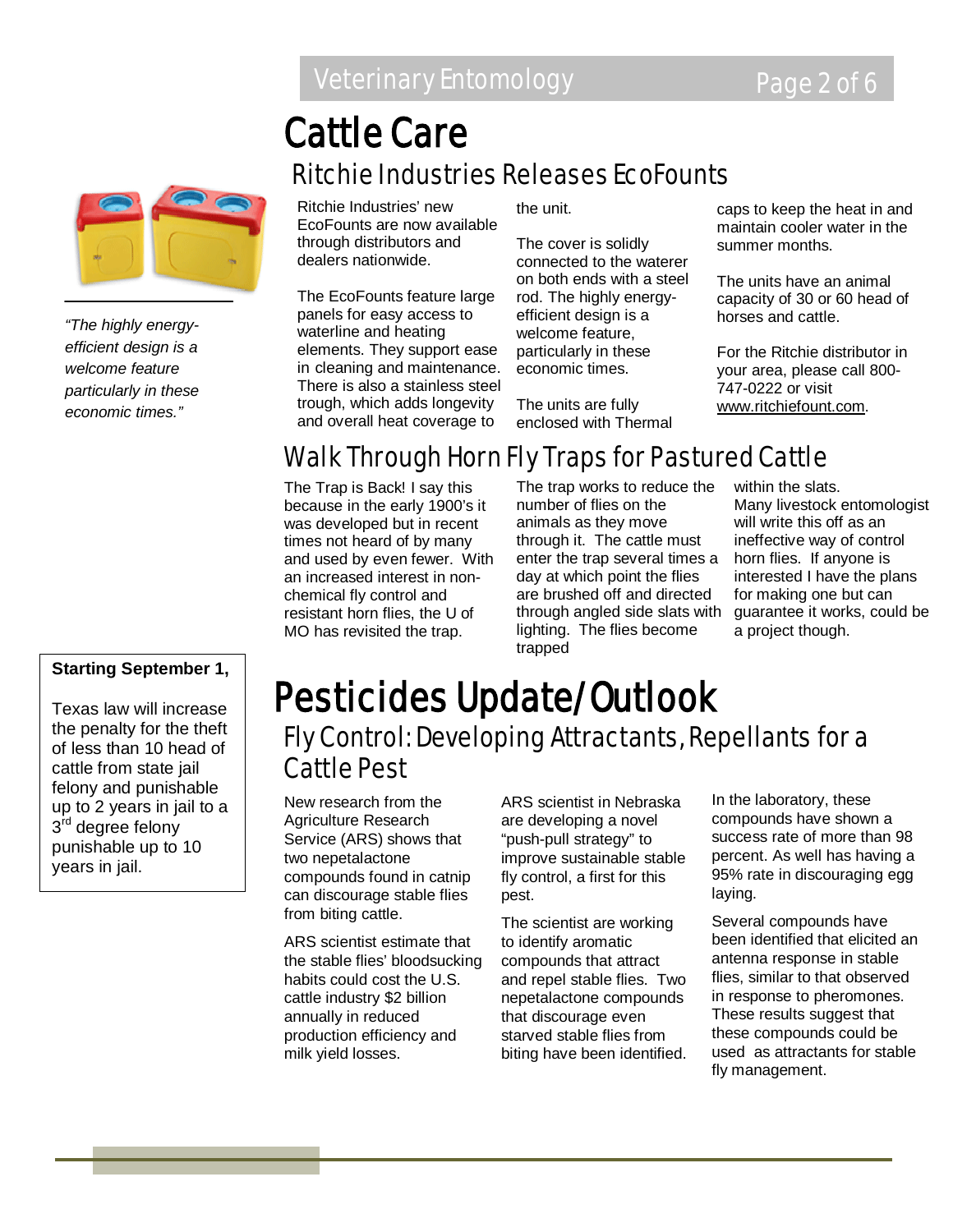# Cattle Care

## Ritchie Industries Releases EcoFounts

*"The highly energy-efficient design is a welcome feature particularly in these economic times."*

Ritchie Industries' new EcoFounts are now available through distributors and dealers nationwide.

The EcoFounts feature large panels for easy access to waterline and heating elements. They support ease in cleaning and maintenance. There is also a stainless steel trough, which adds longevity and overall heat coverage to the unit.

The cover is solidly connected to the waterer on both ends with a steel rod. The highly energy-efficient design is a welcome feature, particularly in these economic times.

The units are fully enclosed with Thermal caps to keep the heat in and maintain cooler water in the summer months.

The units have an animal capacity of 30 or 60 head of horses and cattle.

For the Ritchie distributor in your area, please call 800-747-0222 or visit www.ritchiefount.com.

## Walk Through Horn Fly Traps for Pastured Cattle

The Trap is Back! I say this because in the early 1900's it was developed but in recent times not heard of by many and used by even fewer. With an increased interest in non-chemical fly control and resistant horn flies, the U of MO has revisited the trap.

The trap works to reduce the number of flies on the animals as they move through it. The cattle must enter the trap several times a day at which point the flies are brushed off and directed through angled side slats with lighting. The flies become trapped within the slats.

Many livestock entomologist will write this off as an ineffective way of control horn flies. If anyone is interested I have the plans for making one but can guarantee it works, could be a project though.

**Starting September 1,**

Texas law will increase the penalty for the theft of less than 10 head of cattle from state jail felony and punishable up to 2 years in jail to a 3rd degree felony punishable up to 10 years in jail.

# Pesticides Update/Outlook

## Fly Control: Developing Attractants, Repellants for a Cattle Pest

New research from the Agriculture Research Service (ARS) shows that two nepetalactone compounds found in catnip can discourage stable flies from biting cattle.

ARS scientist estimate that the stable flies' bloodsucking habits could cost the U.S. cattle industry $2 billion annually in reduced production efficiency and milk yield losses.

ARS scientist in Nebraska are developing a novel "push-pull strategy" to improve sustainable stable fly control, a first for this pest.

The scientist are working to identify aromatic compounds that attract and repel stable flies. Two nepetalactone compounds that discourage even starved stable flies from biting have been identified.

In the laboratory, these compounds have shown a success rate of more than 98 percent. As well has having a 95% rate in discouraging egg laying.

Several compounds have been identified that elicited an antenna response in stable flies, similar to that observed in response to pheromones. These results suggest that these compounds could be used as attractants for stable fly management.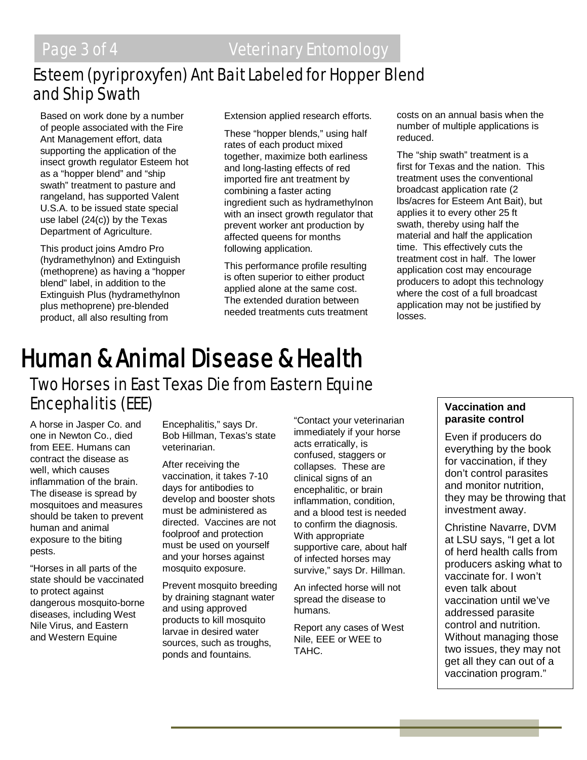## Esteem (pyriproxyfen) Ant Bait Labeled for Hopper Blend and Ship Swath

Based on work done by a number of people associated with the Fire Ant Management effort, data supporting the application of the insect growth regulator Esteem hot as a "hopper blend" and "ship swath" treatment to pasture and rangeland, has supported Valent U.S.A. to be issued state special use label (24(c)) by the Texas Department of Agriculture.

This product joins Amdro Pro (hydramethylnon) and Extinguish (methoprene) as having a "hopper blend" label, in addition to the Extinguish Plus (hydramethylnon plus methoprene) pre-blended product, all also resulting from Extension applied research efforts.

These "hopper blends," using half rates of each product mixed together, maximize both earliness and long-lasting effects of red imported fire ant treatment by combining a faster acting ingredient such as hydramethylnon with an insect growth regulator that prevent worker ant production by affected queens for months following application.

This performance profile resulting is often superior to either product applied alone at the same cost. The extended duration between needed treatments cuts treatment costs on an annual basis when the number of multiple applications is reduced.

The "ship swath" treatment is a first for Texas and the nation. This treatment uses the conventional broadcast application rate (2 lbs/acres for Esteem Ant Bait), but applies it to every other 25 ft swath, thereby using half the material and half the application time. This effectively cuts the treatment cost in half. The lower application cost may encourage producers to adopt this technology where the cost of a full broadcast application may not be justified by losses.

# Human & Animal Disease & Health

## Two Horses in East Texas Die from Eastern Equine Encephalitis (EEE)

A horse in Jasper Co. and one in Newton Co., died from EEE. Humans can contract the disease as well, which causes inflammation of the brain. The disease is spread by mosquitoes and measures should be taken to prevent human and animal exposure to the biting pests.

"Horses in all parts of the state should be vaccinated to protect against dangerous mosquito-borne diseases, including West Nile Virus, and Eastern and Western Equine Encephalitis," says Dr. Bob Hillman, Texas's state veterinarian.

After receiving the vaccination, it takes 7-10 days for antibodies to develop and booster shots must be administered as directed. Vaccines are not foolproof and protection must be used on yourself and your horses against mosquito exposure.

Prevent mosquito breeding by draining stagnant water and using approved products to kill mosquito larvae in desired water sources, such as troughs, ponds and fountains.

"Contact your veterinarian immediately if your horse acts erratically, is confused, staggers or collapses. These are clinical signs of an encephalitic, or brain inflammation, condition, and a blood test is needed to confirm the diagnosis. With appropriate supportive care, about half of infected horses may survive," says Dr. Hillman.

An infected horse will not spread the disease to humans.

Report any cases of West Nile, EEE or WEE to TAHC.

**Vaccination and parasite control**

Even if producers do everything by the book for vaccination, if they don't control parasites and monitor nutrition, they may be throwing that investment away.

Christine Navarre, DVM at LSU says, "I get a lot of herd health calls from producers asking what to vaccinate for. I won't even talk about vaccination until we've addressed parasite control and nutrition. Without managing those two issues, they may not get all they can out of a vaccination program."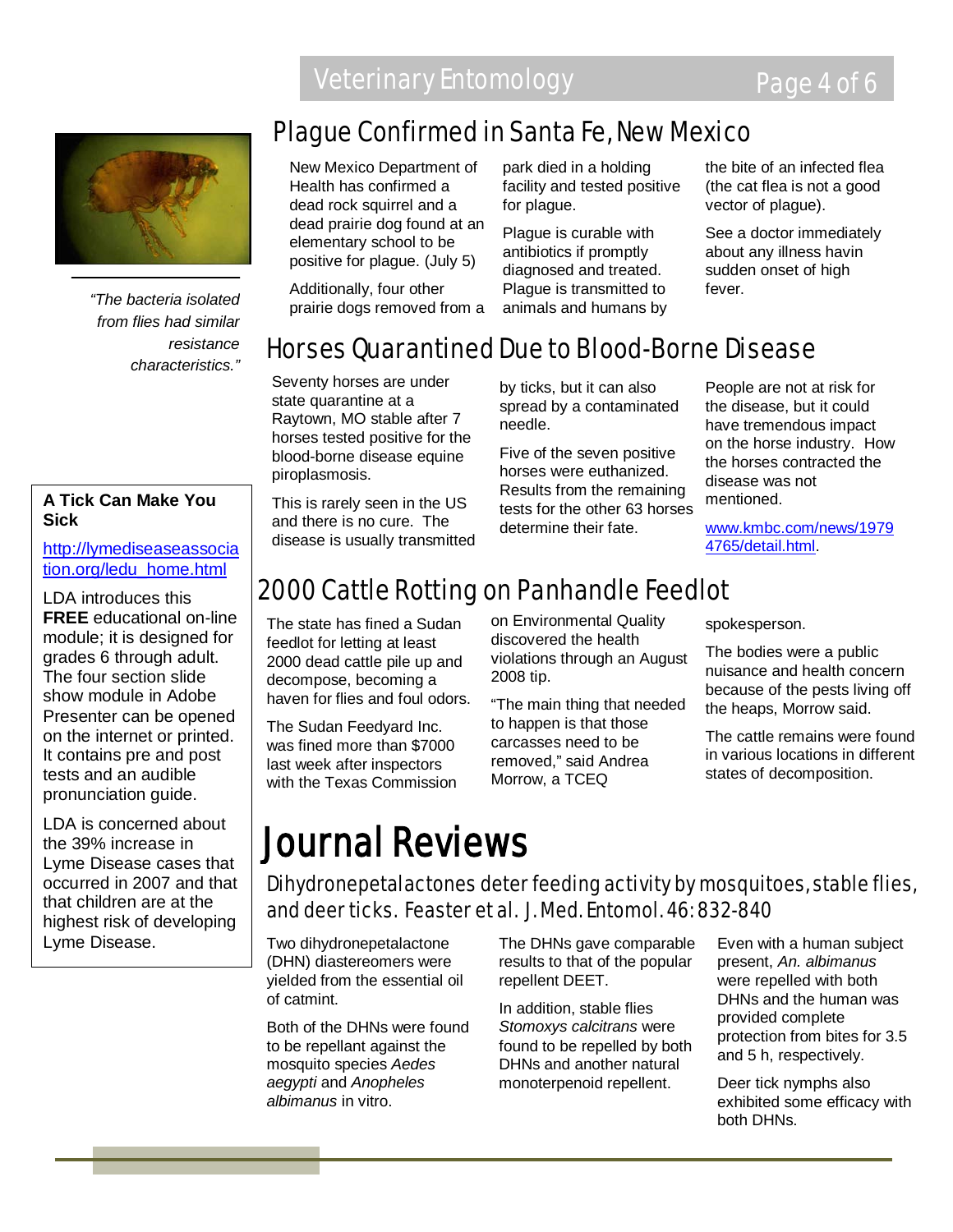## Plague Confirmed in Santa Fe, New Mexico

New Mexico Department of Health has confirmed a dead rock squirrel and a dead prairie dog found at an elementary school to be positive for plague. (July 5)

Additionally, four other prairie dogs removed from a park died in a holding facility and tested positive for plague.

Plague is curable with antibiotics if promptly diagnosed and treated. Plague is transmitted to animals and humans by the bite of an infected flea (the cat flea is not a good vector of plague).

See a doctor immediately about any illness havin sudden onset of high fever.

*"The bacteria isolated from flies had similar resistance characteristics."*

## Horses Quarantined Due to Blood-Borne Disease

Seventy horses are under state quarantine at a Raytown, MO stable after 7 horses tested positive for the blood-borne disease equine piroplasmosis.

This is rarely seen in the US and there is no cure. The disease is usually transmitted by ticks, but it can also spread by a contaminated needle.

Five of the seven positive horses were euthanized. Results from the remaining tests for the other 63 horses determine their fate.

People are not at risk for the disease, but it could have tremendous impact on the horse industry. How the horses contracted the disease was not mentioned.

www.kmbc.com/news/19794765/detail.html.

### A Tick Can Make You Sick

http://lymediseaseassociation.org/edu_home.html

LDA introduces this **FREE** educational on-line module; it is designed for grades 6 through adult. The four section slide show module in Adobe Presenter can be opened on the internet or printed. It contains pre and post tests and an audible pronunciation guide.

LDA is concerned about the 39% increase in Lyme Disease cases that occurred in 2007 and that that children are at the highest risk of developing Lyme Disease.

## 2000 Cattle Rotting on Panhandle Feedlot

The state has fined a Sudan feedlot for letting at least 2000 dead cattle pile up and decompose, becoming a haven for flies and foul odors.

The Sudan Feedyard Inc. was fined more than $7000 last week after inspectors with the Texas Commission on Environmental Quality discovered the health violations through an August 2008 tip.

"The main thing that needed to happen is that those carcasses need to be removed," said Andrea Morrow, a TCEQ spokesperson.

The bodies were a public nuisance and health concern because of the pests living off the heaps, Morrow said.

The cattle remains were found in various locations in different states of decomposition.

# Journal Reviews

### Dihydronepetalactones deter feeding activity by mosquitoes, stable flies, and deer ticks. Feaster et al. J. Med. Entomol. 46: 832-840

Two dihydronepetalactone (DHN) diastereomers were yielded from the essential oil of catmint.

Both of the DHNs were found to be repellant against the mosquito species *Aedes aegypti* and *Anopheles albimanus* in vitro.

The DHNs gave comparable results to that of the popular repellent DEET.

In addition, stable flies *Stomoxys calcitrans* were found to be repelled by both DHNs and another natural monoterpenoid repellent.

Even with a human subject present, *An. albimanus* were repelled with both DHNs and the human was provided complete protection from bites for 3.5 and 5 h, respectively.

Deer tick nymphs also exhibited some efficacy with both DHNs.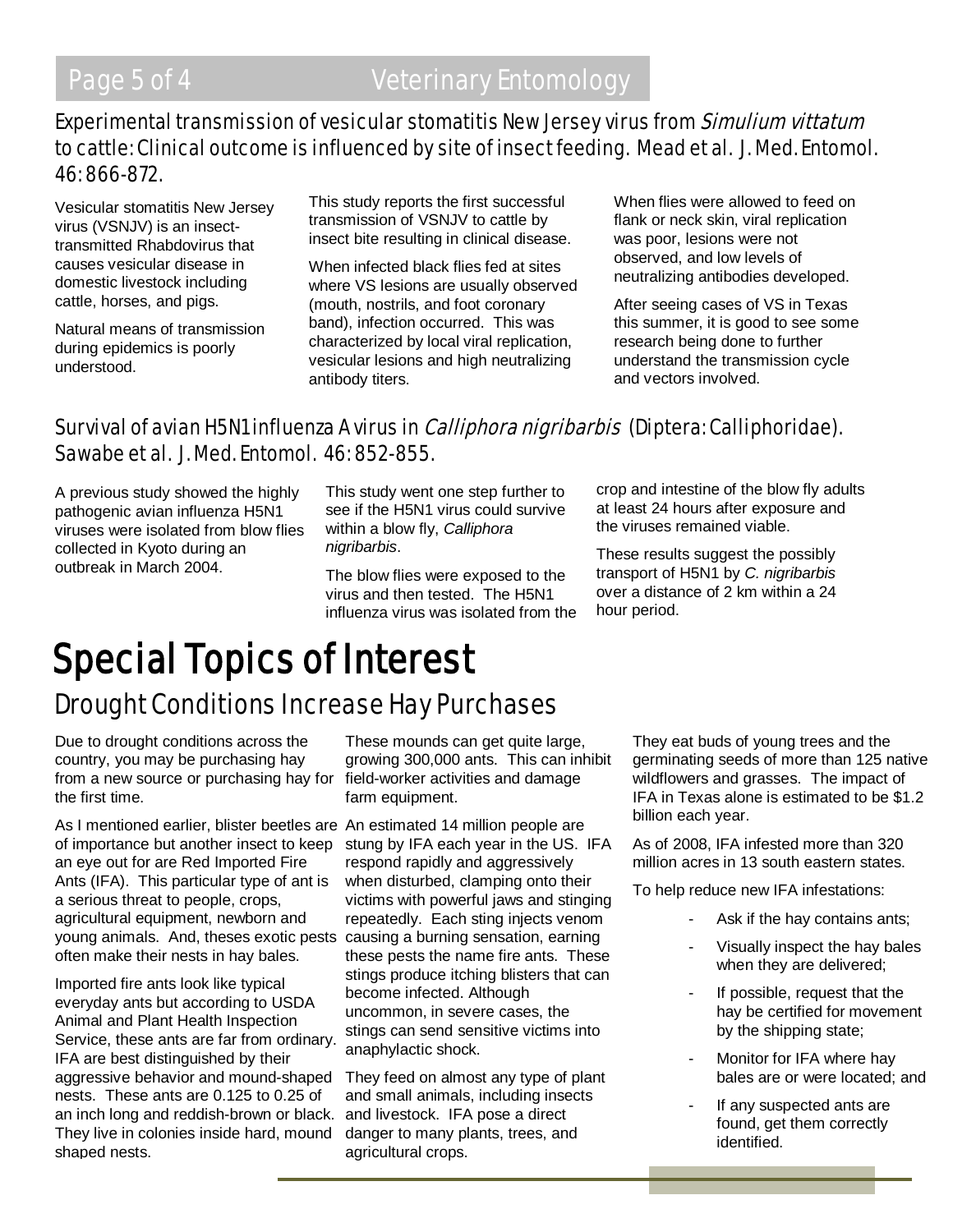## Experimental transmission of vesicular stomatitis New Jersey virus from *Simulium vittatum* to cattle: Clinical outcome is influenced by site of insect feeding. Mead et al. J. Med. Entomol. 46: 866-872.

Vesicular stomatitis New Jersey virus (VSNJV) is an insect-transmitted Rhabdovirus that causes vesicular disease in domestic livestock including cattle, horses, and pigs.

Natural means of transmission during epidemics is poorly understood.

This study reports the first successful transmission of VSNJV to cattle by insect bite resulting in clinical disease.

When infected black flies fed at sites where VS lesions are usually observed (mouth, nostrils, and foot coronary band), infection occurred. This was characterized by local viral replication, vesicular lesions and high neutralizing antibody titers.

When flies were allowed to feed on flank or neck skin, viral replication was poor, lesions were not observed, and low levels of neutralizing antibodies developed.

After seeing cases of VS in Texas this summer, it is good to see some research being done to further understand the transmission cycle and vectors involved.

## Survival of avian H5N1 influenza A virus in *Calliphora nigribarbis* (Diptera: Calliphoridae). Sawabe et al. J. Med. Entomol. 46: 852-855.

A previous study showed the highly pathogenic avian influenza H5N1 viruses were isolated from blow flies collected in Kyoto during an outbreak in March 2004.

This study went one step further to see if the H5N1 virus could survive within a blow fly, *Calliphora nigribarbis*.

The blow flies were exposed to the virus and then tested. The H5N1 influenza virus was isolated from the crop and intestine of the blow fly adults at least 24 hours after exposure and the viruses remained viable.

These results suggest the possibly transport of H5N1 by *C. nigribarbis* over a distance of 2 km within a 24 hour period.

# Special Topics of Interest

## Drought Conditions Increase Hay Purchases

Due to drought conditions across the country, you may be purchasing hay from a new source or purchasing hay for the first time.

As I mentioned earlier, blister beetles are of importance but another insect to keep an eye out for are Red Imported Fire Ants (IFA). This particular type of ant is a serious threat to people, crops, agricultural equipment, newborn and young animals. And, theses exotic pests often make their nests in hay bales.

Imported fire ants look like typical everyday ants but according to USDA Animal and Plant Health Inspection Service, these ants are far from ordinary. IFA are best distinguished by their aggressive behavior and mound-shaped nests. These ants are 0.125 to 0.25 of an inch long and reddish-brown or black. They live in colonies inside hard, mound shaped nests.

These mounds can get quite large, growing 300,000 ants. This can inhibit field-worker activities and damage farm equipment.

An estimated 14 million people are stung by IFA each year in the US. IFA respond rapidly and aggressively when disturbed, clamping onto their victims with powerful jaws and stinging repeatedly. Each sting injects venom causing a burning sensation, earning these pests the name fire ants. These stings produce itching blisters that can become infected. Although uncommon, in severe cases, the stings can send sensitive victims into anaphylactic shock.

They feed on almost any type of plant and small animals, including insects and livestock. IFA pose a direct danger to many plants, trees, and agricultural crops.

They eat buds of young trees and the germinating seeds of more than 125 native wildflowers and grasses. The impact of IFA in Texas alone is estimated to be $1.2 billion each year.

As of 2008, IFA infested more than 320 million acres in 13 south eastern states.

To help reduce new IFA infestations:

- Ask if the hay contains ants;
- Visually inspect the hay bales when they are delivered;
- If possible, request that the hay be certified for movement by the shipping state;
- Monitor for IFA where hay bales are or were located; and
- If any suspected ants are found, get them correctly identified.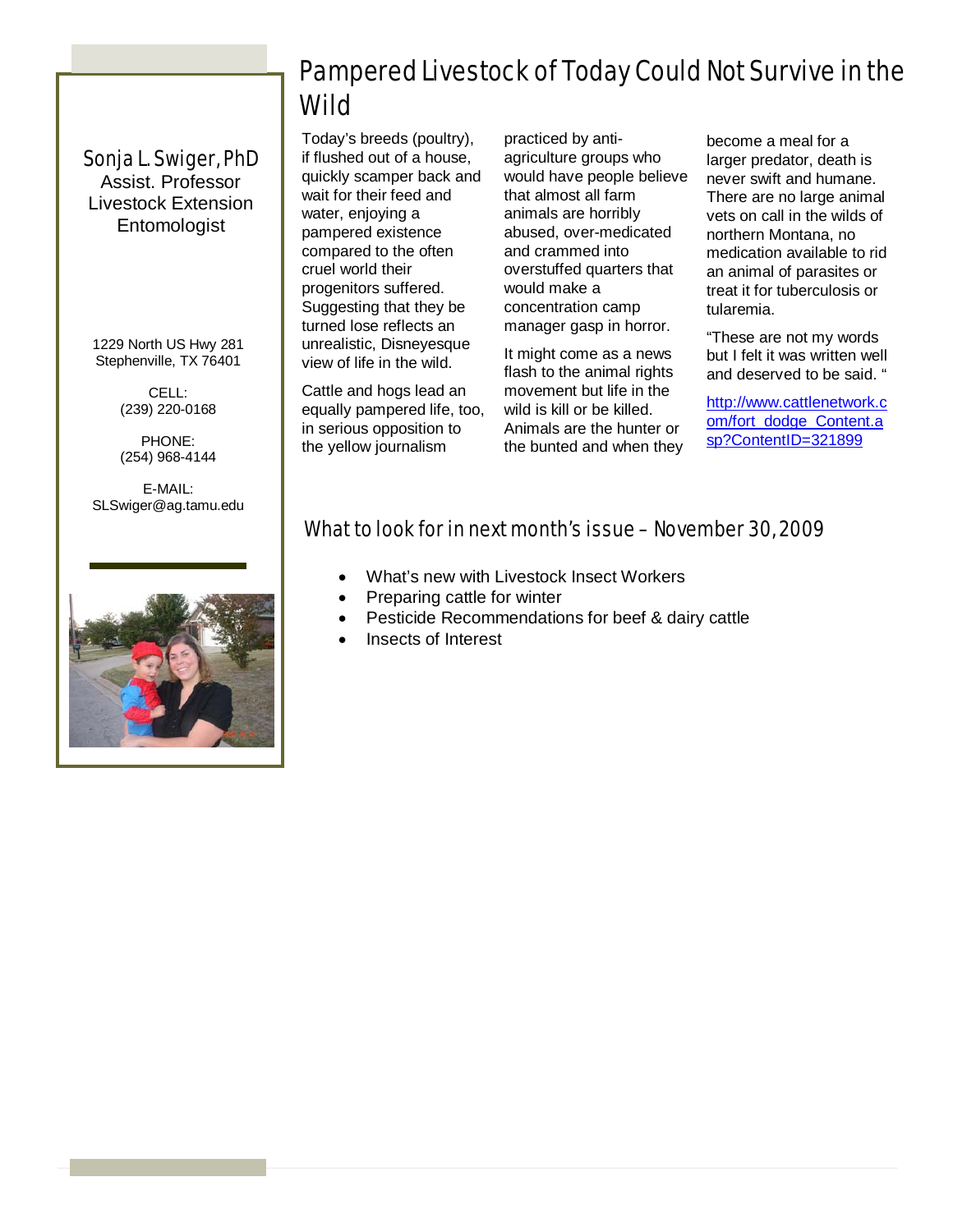Sonja L. Swiger, PhD
Assist. Professor
Livestock Extension
Entomologist

1229 North US Hwy 281
Stephenville, TX 76401

CELL:
(239) 220-0168

PHONE:
(254) 968-4144

E-MAIL:
SLSwiger@ag.tamu.edu

## Pampered Livestock of Today Could Not Survive in the Wild

Today's breeds (poultry), if flushed out of a house, quickly scamper back and wait for their feed and water, enjoying a pampered existence compared to the often cruel world their progenitors suffered. Suggesting that they be turned lose reflects an unrealistic, Disneyesque view of life in the wild.

Cattle and hogs lead an equally pampered life, too, in serious opposition to the yellow journalism practiced by anti-agriculture groups who would have people believe that almost all farm animals are horribly abused, over-medicated and crammed into overstuffed quarters that would make a concentration camp manager gasp in horror.

It might come as a news flash to the animal rights movement but life in the wild is kill or be killed. Animals are the hunter or the hunted and when they become a meal for a larger predator, death is never swift and humane. There are no large animal vets on call in the wilds of northern Montana, no medication available to rid an animal of parasites or treat it for tuberculosis or tularemia.

"These are not my words but I felt it was written well and deserved to be said. "

http://www.cattlenetwork.com/fort_dodge_Content.asp?ContentID=321899

## What to look for in next month's issue – November 30, 2009

- What's new with Livestock Insect Workers
- Preparing cattle for winter
- Pesticide Recommendations for beef & dairy cattle
- Insects of Interest